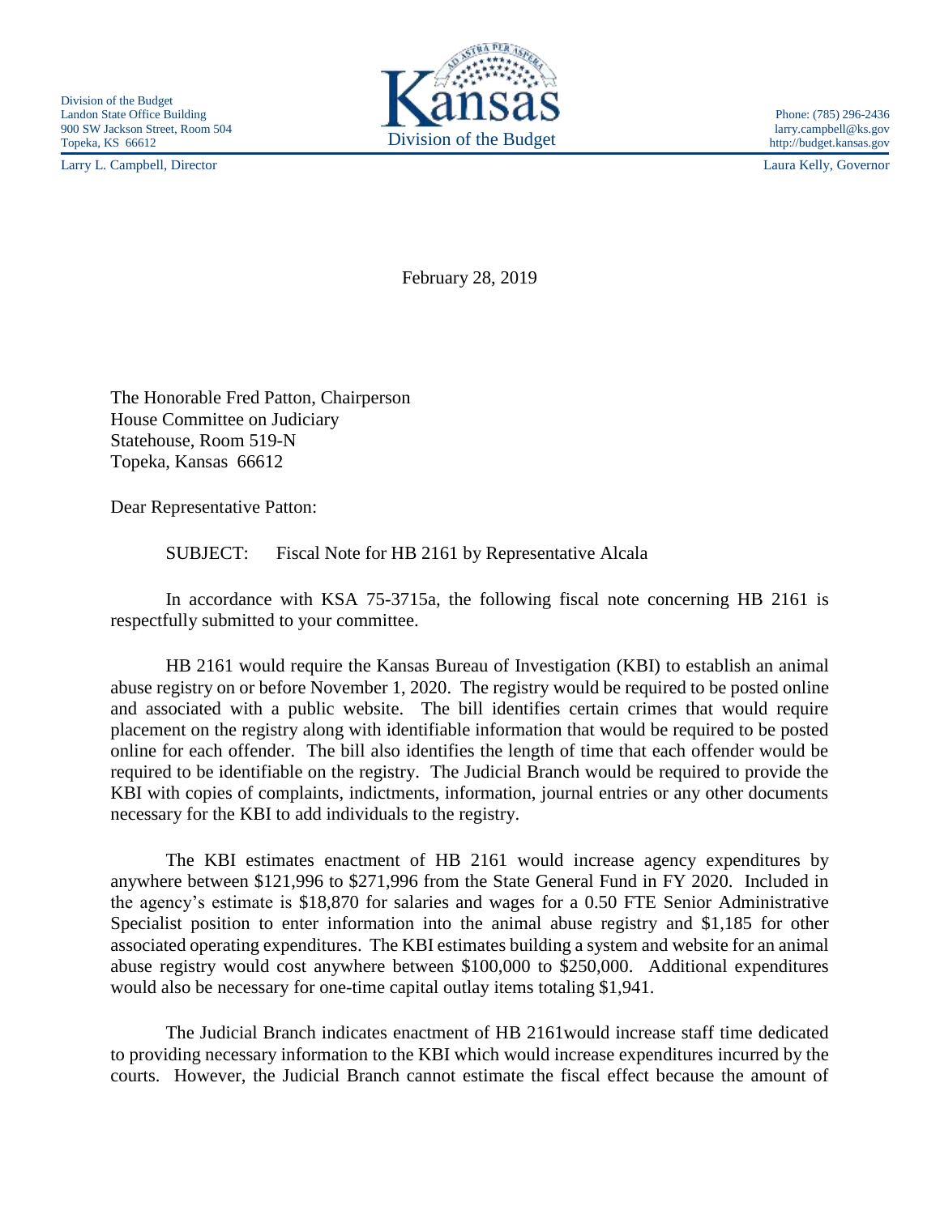Division of the Budget
Landon State Office Building
900 SW Jackson Street, Room 504
Topeka, KS 66612

Kansas
Division of the Budget

Phone: (785) 296-2436
larry.campbell@ks.gov
http://budget.kansas.gov

Larry L. Campbell, Director

Laura Kelly, Governor

February 28, 2019

The Honorable Fred Patton, Chairperson
House Committee on Judiciary
Statehouse, Room 519-N
Topeka, Kansas 66612

Dear Representative Patton:

SUBJECT: Fiscal Note for HB 2161 by Representative Alcala

In accordance with KSA 75-3715a, the following fiscal note concerning HB 2161 is respectfully submitted to your committee.

HB 2161 would require the Kansas Bureau of Investigation (KBI) to establish an animal abuse registry on or before November 1, 2020. The registry would be required to be posted online and associated with a public website. The bill identifies certain crimes that would require placement on the registry along with identifiable information that would be required to be posted online for each offender. The bill also identifies the length of time that each offender would be required to be identifiable on the registry. The Judicial Branch would be required to provide the KBI with copies of complaints, indictments, information, journal entries or any other documents necessary for the KBI to add individuals to the registry.

The KBI estimates enactment of HB 2161 would increase agency expenditures by anywhere between $121,996 to $271,996 from the State General Fund in FY 2020. Included in the agency's estimate is $18,870 for salaries and wages for a 0.50 FTE Senior Administrative Specialist position to enter information into the animal abuse registry and $1,185 for other associated operating expenditures. The KBI estimates building a system and website for an animal abuse registry would cost anywhere between $100,000 to $250,000. Additional expenditures would also be necessary for one-time capital outlay items totaling $1,941.

The Judicial Branch indicates enactment of HB 2161would increase staff time dedicated to providing necessary information to the KBI which would increase expenditures incurred by the courts. However, the Judicial Branch cannot estimate the fiscal effect because the amount of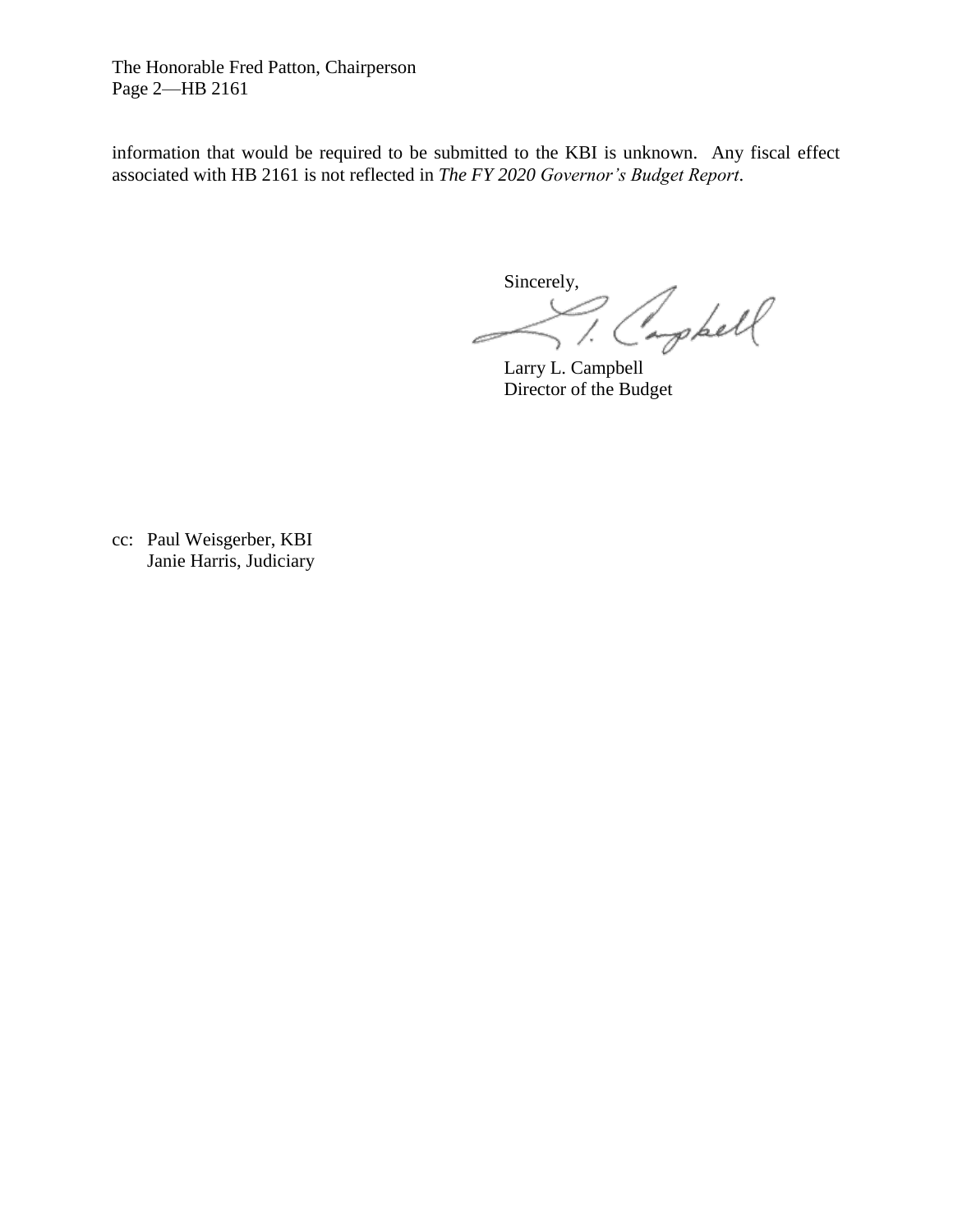information that would be required to be submitted to the KBI is unknown. Any fiscal effect associated with HB 2161 is not reflected in *The FY 2020 Governor's Budget Report*.

Sincerely,

Larry L. Campbell
Director of the Budget

cc: Paul Weisgerber, KBI
Janie Harris, Judiciary